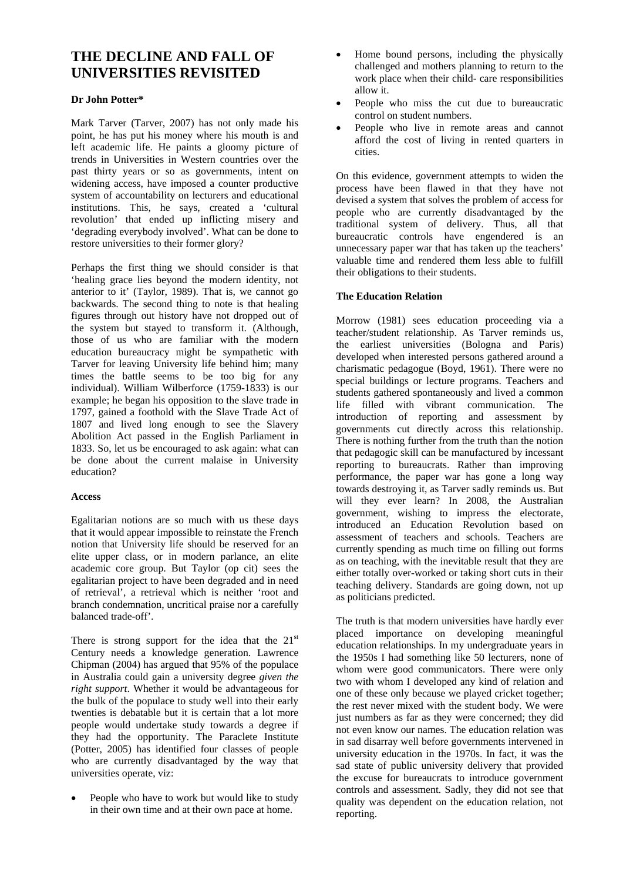# THE DECLINE AND FALL OF UNIVERSITIES REVISITED

**Dr John Potter***

Mark Tarver (Tarver, 2007) has not only made his point, he has put his money where his mouth is and left academic life. He paints a gloomy picture of trends in Universities in Western countries over the past thirty years or so as governments, intent on widening access, have imposed a counter productive system of accountability on lecturers and educational institutions. This, he says, created a 'cultural revolution' that ended up inflicting misery and 'degrading everybody involved'. What can be done to restore universities to their former glory?

Perhaps the first thing we should consider is that 'healing grace lies beyond the modern identity, not anterior to it' (Taylor, 1989). That is, we cannot go backwards. The second thing to note is that healing figures through out history have not dropped out of the system but stayed to transform it. (Although, those of us who are familiar with the modern education bureaucracy might be sympathetic with Tarver for leaving University life behind him; many times the battle seems to be too big for any individual). William Wilberforce (1759-1833) is our example; he began his opposition to the slave trade in 1797, gained a foothold with the Slave Trade Act of 1807 and lived long enough to see the Slavery Abolition Act passed in the English Parliament in 1833. So, let us be encouraged to ask again: what can be done about the current malaise in University education?

### Access

Egalitarian notions are so much with us these days that it would appear impossible to reinstate the French notion that University life should be reserved for an elite upper class, or in modern parlance, an elite academic core group. But Taylor (op cit) sees the egalitarian project to have been degraded and in need of retrieval', a retrieval which is neither 'root and branch condemnation, uncritical praise nor a carefully balanced trade-off'.

There is strong support for the idea that the 21st Century needs a knowledge generation. Lawrence Chipman (2004) has argued that 95% of the populace in Australia could gain a university degree *given the right support*. Whether it would be advantageous for the bulk of the populace to study well into their early twenties is debatable but it is certain that a lot more people would undertake study towards a degree if they had the opportunity. The Paraclete Institute (Potter, 2005) has identified four classes of people who are currently disadvantaged by the way that universities operate, viz:

- People who have to work but would like to study in their own time and at their own pace at home.
- Home bound persons, including the physically challenged and mothers planning to return to the work place when their child- care responsibilities allow it.
- People who miss the cut due to bureaucratic control on student numbers.
- People who live in remote areas and cannot afford the cost of living in rented quarters in cities.

On this evidence, government attempts to widen the process have been flawed in that they have not devised a system that solves the problem of access for people who are currently disadvantaged by the traditional system of delivery. Thus, all that bureaucratic controls have engendered is an unnecessary paper war that has taken up the teachers' valuable time and rendered them less able to fulfill their obligations to their students.

### The Education Relation

Morrow (1981) sees education proceeding via a teacher/student relationship. As Tarver reminds us, the earliest universities (Bologna and Paris) developed when interested persons gathered around a charismatic pedagogue (Boyd, 1961). There were no special buildings or lecture programs. Teachers and students gathered spontaneously and lived a common life filled with vibrant communication. The introduction of reporting and assessment by governments cut directly across this relationship. There is nothing further from the truth than the notion that pedagogic skill can be manufactured by incessant reporting to bureaucrats. Rather than improving performance, the paper war has gone a long way towards destroying it, as Tarver sadly reminds us. But will they ever learn? In 2008, the Australian government, wishing to impress the electorate, introduced an Education Revolution based on assessment of teachers and schools. Teachers are currently spending as much time on filling out forms as on teaching, with the inevitable result that they are either totally over-worked or taking short cuts in their teaching delivery. Standards are going down, not up as politicians predicted.

The truth is that modern universities have hardly ever placed importance on developing meaningful education relationships. In my undergraduate years in the 1950s I had something like 50 lecturers, none of whom were good communicators. There were only two with whom I developed any kind of relation and one of these only because we played cricket together; the rest never mixed with the student body. We were just numbers as far as they were concerned; they did not even know our names. The education relation was in sad disarray well before governments intervened in university education in the 1970s. In fact, it was the sad state of public university delivery that provided the excuse for bureaucrats to introduce government controls and assessment. Sadly, they did not see that quality was dependent on the education relation, not reporting.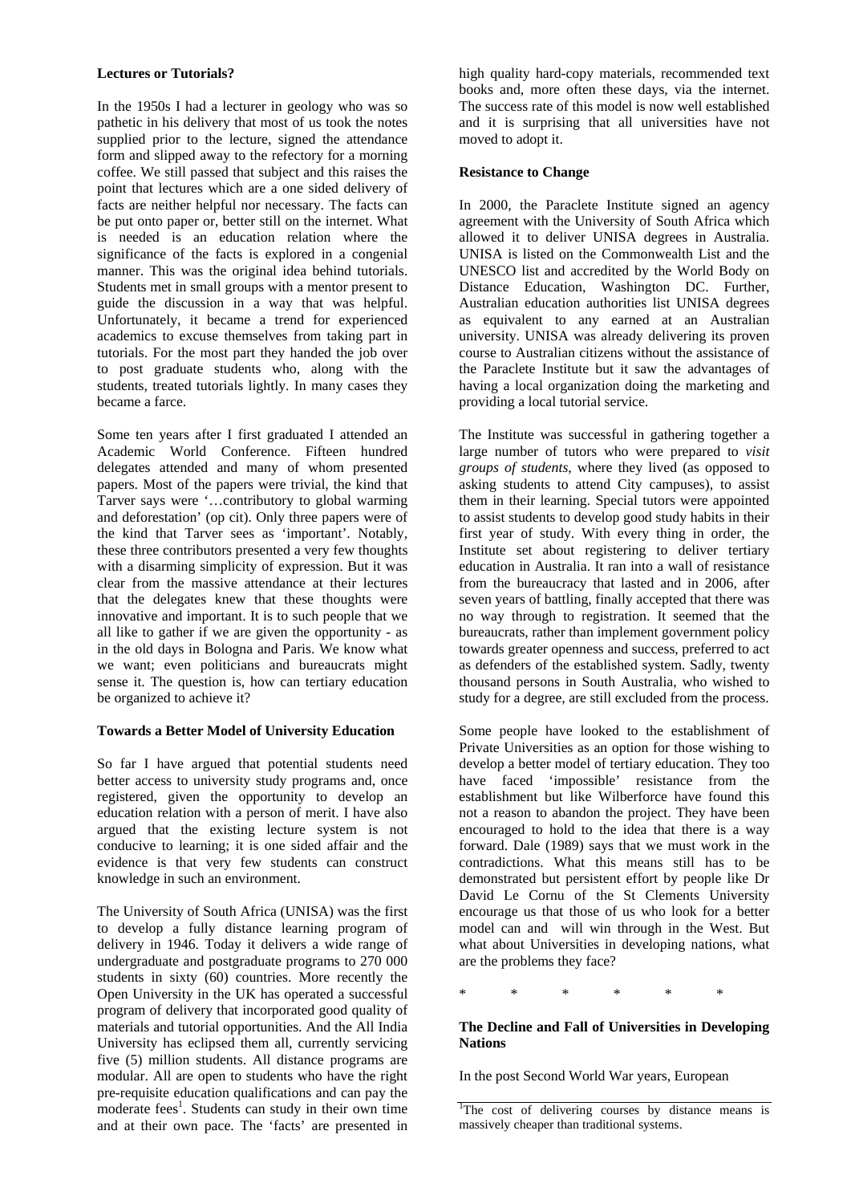**Lectures or Tutorials?**

In the 1950s I had a lecturer in geology who was so pathetic in his delivery that most of us took the notes supplied prior to the lecture, signed the attendance form and slipped away to the refectory for a morning coffee. We still passed that subject and this raises the point that lectures which are a one sided delivery of facts are neither helpful nor necessary. The facts can be put onto paper or, better still on the internet. What is needed is an education relation where the significance of the facts is explored in a congenial manner. This was the original idea behind tutorials. Students met in small groups with a mentor present to guide the discussion in a way that was helpful. Unfortunately, it became a trend for experienced academics to excuse themselves from taking part in tutorials. For the most part they handed the job over to post graduate students who, along with the students, treated tutorials lightly. In many cases they became a farce.

Some ten years after I first graduated I attended an Academic World Conference. Fifteen hundred delegates attended and many of whom presented papers. Most of the papers were trivial, the kind that Tarver says were '…contributory to global warming and deforestation' (op cit). Only three papers were of the kind that Tarver sees as 'important'. Notably, these three contributors presented a very few thoughts with a disarming simplicity of expression. But it was clear from the massive attendance at their lectures that the delegates knew that these thoughts were innovative and important. It is to such people that we all like to gather if we are given the opportunity - as in the old days in Bologna and Paris. We know what we want; even politicians and bureaucrats might sense it. The question is, how can tertiary education be organized to achieve it?

**Towards a Better Model of University Education**

So far I have argued that potential students need better access to university study programs and, once registered, given the opportunity to develop an education relation with a person of merit. I have also argued that the existing lecture system is not conducive to learning; it is one sided affair and the evidence is that very few students can construct knowledge in such an environment.

The University of South Africa (UNISA) was the first to develop a fully distance learning program of delivery in 1946. Today it delivers a wide range of undergraduate and postgraduate programs to 270 000 students in sixty (60) countries. More recently the Open University in the UK has operated a successful program of delivery that incorporated good quality of materials and tutorial opportunities. And the All India University has eclipsed them all, currently servicing five (5) million students. All distance programs are modular. All are open to students who have the right pre-requisite education qualifications and can pay the moderate fees[1]. Students can study in their own time and at their own pace. The 'facts' are presented in high quality hard-copy materials, recommended text books and, more often these days, via the internet. The success rate of this model is now well established and it is surprising that all universities have not moved to adopt it.

**Resistance to Change**

In 2000, the Paraclete Institute signed an agency agreement with the University of South Africa which allowed it to deliver UNISA degrees in Australia. UNISA is listed on the Commonwealth List and the UNESCO list and accredited by the World Body on Distance Education, Washington DC. Further, Australian education authorities list UNISA degrees as equivalent to any earned at an Australian university. UNISA was already delivering its proven course to Australian citizens without the assistance of the Paraclete Institute but it saw the advantages of having a local organization doing the marketing and providing a local tutorial service.

The Institute was successful in gathering together a large number of tutors who were prepared to *visit groups of students*, where they lived (as opposed to asking students to attend City campuses), to assist them in their learning. Special tutors were appointed to assist students to develop good study habits in their first year of study. With every thing in order, the Institute set about registering to deliver tertiary education in Australia. It ran into a wall of resistance from the bureaucracy that lasted and in 2006, after seven years of battling, finally accepted that there was no way through to registration. It seemed that the bureaucrats, rather than implement government policy towards greater openness and success, preferred to act as defenders of the established system. Sadly, twenty thousand persons in South Australia, who wished to study for a degree, are still excluded from the process.

Some people have looked to the establishment of Private Universities as an option for those wishing to develop a better model of tertiary education. They too have faced 'impossible' resistance from the establishment but like Wilberforce have found this not a reason to abandon the project. They have been encouraged to hold to the idea that there is a way forward. Dale (1989) says that we must work in the contradictions. What this means still has to be demonstrated but persistent effort by people like Dr David Le Cornu of the St Clements University encourage us that those of us who look for a better model can and will win through in the West. But what about Universities in developing nations, what are the problems they face?

\* \* \* \* \* \*

**The Decline and Fall of Universities in Developing Nations**

In the post Second World War years, European

[1]The cost of delivering courses by distance means is massively cheaper than traditional systems.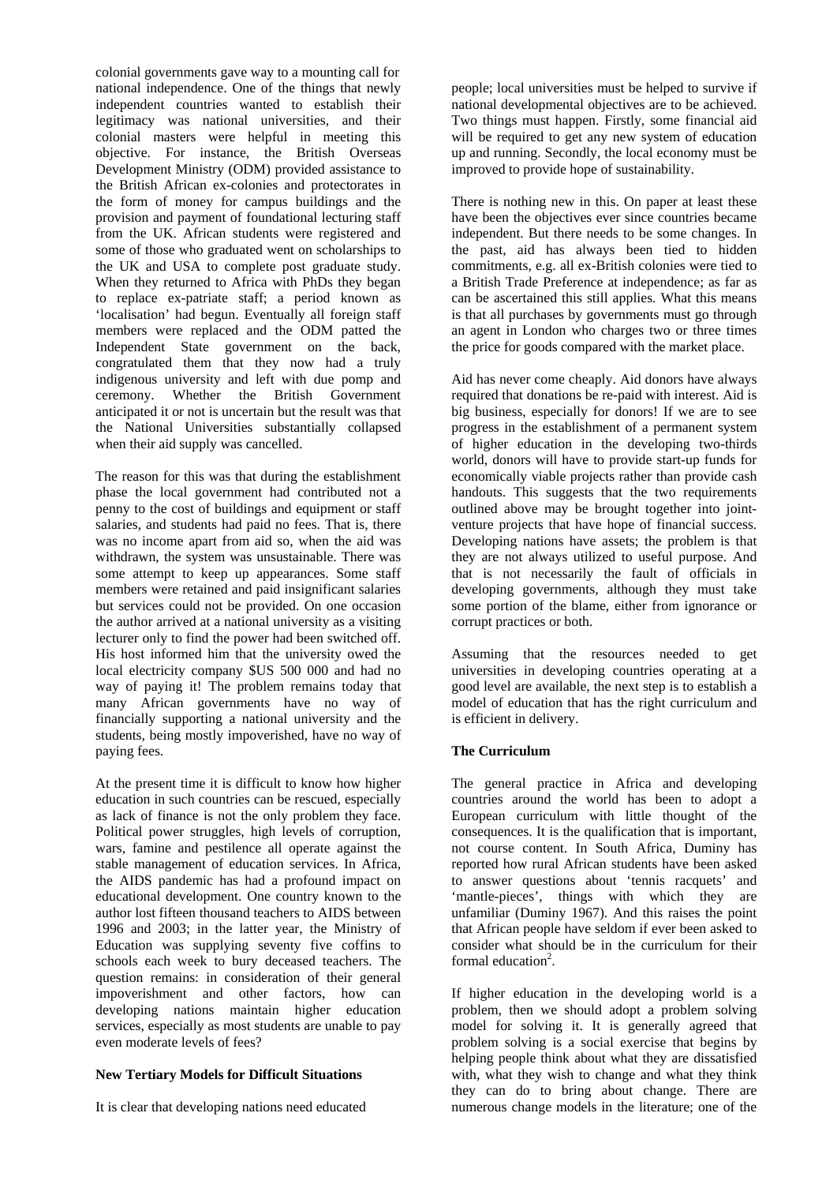colonial governments gave way to a mounting call for national independence. One of the things that newly independent countries wanted to establish their legitimacy was national universities, and their colonial masters were helpful in meeting this objective. For instance, the British Overseas Development Ministry (ODM) provided assistance to the British African ex-colonies and protectorates in the form of money for campus buildings and the provision and payment of foundational lecturing staff from the UK. African students were registered and some of those who graduated went on scholarships to the UK and USA to complete post graduate study. When they returned to Africa with PhDs they began to replace ex-patriate staff; a period known as 'localisation' had begun. Eventually all foreign staff members were replaced and the ODM patted the Independent State government on the back, congratulated them that they now had a truly indigenous university and left with due pomp and ceremony. Whether the British Government anticipated it or not is uncertain but the result was that the National Universities substantially collapsed when their aid supply was cancelled.

The reason for this was that during the establishment phase the local government had contributed not a penny to the cost of buildings and equipment or staff salaries, and students had paid no fees. That is, there was no income apart from aid so, when the aid was withdrawn, the system was unsustainable. There was some attempt to keep up appearances. Some staff members were retained and paid insignificant salaries but services could not be provided. On one occasion the author arrived at a national university as a visiting lecturer only to find the power had been switched off. His host informed him that the university owed the local electricity company $US 500 000 and had no way of paying it! The problem remains today that many African governments have no way of financially supporting a national university and the students, being mostly impoverished, have no way of paying fees.

At the present time it is difficult to know how higher education in such countries can be rescued, especially as lack of finance is not the only problem they face. Political power struggles, high levels of corruption, wars, famine and pestilence all operate against the stable management of education services. In Africa, the AIDS pandemic has had a profound impact on educational development. One country known to the author lost fifteen thousand teachers to AIDS between 1996 and 2003; in the latter year, the Ministry of Education was supplying seventy five coffins to schools each week to bury deceased teachers. The question remains: in consideration of their general impoverishment and other factors, how can developing nations maintain higher education services, especially as most students are unable to pay even moderate levels of fees?

**New Tertiary Models for Difficult Situations**

It is clear that developing nations need educated people; local universities must be helped to survive if national developmental objectives are to be achieved. Two things must happen. Firstly, some financial aid will be required to get any new system of education up and running. Secondly, the local economy must be improved to provide hope of sustainability.

There is nothing new in this. On paper at least these have been the objectives ever since countries became independent. But there needs to be some changes. In the past, aid has always been tied to hidden commitments, e.g. all ex-British colonies were tied to a British Trade Preference at independence; as far as can be ascertained this still applies. What this means is that all purchases by governments must go through an agent in London who charges two or three times the price for goods compared with the market place.

Aid has never come cheaply. Aid donors have always required that donations be re-paid with interest. Aid is big business, especially for donors! If we are to see progress in the establishment of a permanent system of higher education in the developing two-thirds world, donors will have to provide start-up funds for economically viable projects rather than provide cash handouts. This suggests that the two requirements outlined above may be brought together into joint-venture projects that have hope of financial success. Developing nations have assets; the problem is that they are not always utilized to useful purpose. And that is not necessarily the fault of officials in developing governments, although they must take some portion of the blame, either from ignorance or corrupt practices or both.

Assuming that the resources needed to get universities in developing countries operating at a good level are available, the next step is to establish a model of education that has the right curriculum and is efficient in delivery.

**The Curriculum**

The general practice in Africa and developing countries around the world has been to adopt a European curriculum with little thought of the consequences. It is the qualification that is important, not course content. In South Africa, Duminy has reported how rural African students have been asked to answer questions about 'tennis racquets' and 'mantle-pieces', things with which they are unfamiliar (Duminy 1967). And this raises the point that African people have seldom if ever been asked to consider what should be in the curriculum for their formal education[2].

If higher education in the developing world is a problem, then we should adopt a problem solving model for solving it. It is generally agreed that problem solving is a social exercise that begins by helping people think about what they are dissatisfied with, what they wish to change and what they think they can do to bring about change. There are numerous change models in the literature; one of the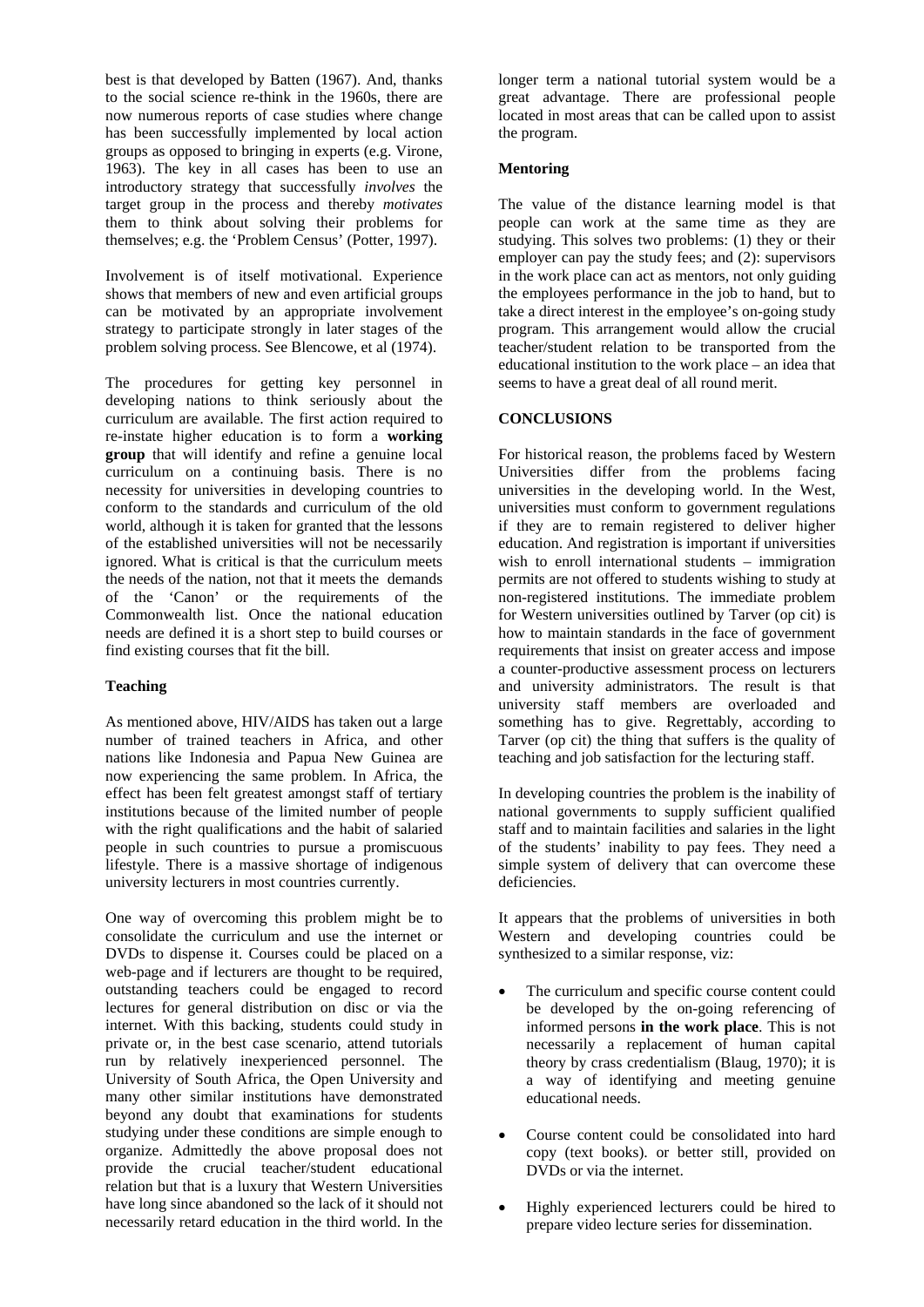best is that developed by Batten (1967). And, thanks to the social science re-think in the 1960s, there are now numerous reports of case studies where change has been successfully implemented by local action groups as opposed to bringing in experts (e.g. Virone, 1963). The key in all cases has been to use an introductory strategy that successfully *involves* the target group in the process and thereby *motivates* them to think about solving their problems for themselves; e.g. the 'Problem Census' (Potter, 1997).

Involvement is of itself motivational. Experience shows that members of new and even artificial groups can be motivated by an appropriate involvement strategy to participate strongly in later stages of the problem solving process. See Blencowe, et al (1974).

The procedures for getting key personnel in developing nations to think seriously about the curriculum are available. The first action required to re-instate higher education is to form a **working group** that will identify and refine a genuine local curriculum on a continuing basis. There is no necessity for universities in developing countries to conform to the standards and curriculum of the old world, although it is taken for granted that the lessons of the established universities will not be necessarily ignored. What is critical is that the curriculum meets the needs of the nation, not that it meets the demands of the 'Canon' or the requirements of the Commonwealth list. Once the national education needs are defined it is a short step to build courses or find existing courses that fit the bill.

**Teaching**

As mentioned above, HIV/AIDS has taken out a large number of trained teachers in Africa, and other nations like Indonesia and Papua New Guinea are now experiencing the same problem. In Africa, the effect has been felt greatest amongst staff of tertiary institutions because of the limited number of people with the right qualifications and the habit of salaried people in such countries to pursue a promiscuous lifestyle. There is a massive shortage of indigenous university lecturers in most countries currently.

One way of overcoming this problem might be to consolidate the curriculum and use the internet or DVDs to dispense it. Courses could be placed on a web-page and if lecturers are thought to be required, outstanding teachers could be engaged to record lectures for general distribution on disc or via the internet. With this backing, students could study in private or, in the best case scenario, attend tutorials run by relatively inexperienced personnel. The University of South Africa, the Open University and many other similar institutions have demonstrated beyond any doubt that examinations for students studying under these conditions are simple enough to organize. Admittedly the above proposal does not provide the crucial teacher/student educational relation but that is a luxury that Western Universities have long since abandoned so the lack of it should not necessarily retard education in the third world. In the longer term a national tutorial system would be a great advantage. There are professional people located in most areas that can be called upon to assist the program.

**Mentoring**

The value of the distance learning model is that people can work at the same time as they are studying. This solves two problems: (1) they or their employer can pay the study fees; and (2): supervisors in the work place can act as mentors, not only guiding the employees performance in the job to hand, but to take a direct interest in the employee's on-going study program. This arrangement would allow the crucial teacher/student relation to be transported from the educational institution to the work place – an idea that seems to have a great deal of all round merit.

**CONCLUSIONS**

For historical reason, the problems faced by Western Universities differ from the problems facing universities in the developing world. In the West, universities must conform to government regulations if they are to remain registered to deliver higher education. And registration is important if universities wish to enroll international students – immigration permits are not offered to students wishing to study at non-registered institutions. The immediate problem for Western universities outlined by Tarver (op cit) is how to maintain standards in the face of government requirements that insist on greater access and impose a counter-productive assessment process on lecturers and university administrators. The result is that university staff members are overloaded and something has to give. Regrettably, according to Tarver (op cit) the thing that suffers is the quality of teaching and job satisfaction for the lecturing staff.

In developing countries the problem is the inability of national governments to supply sufficient qualified staff and to maintain facilities and salaries in the light of the students' inability to pay fees. They need a simple system of delivery that can overcome these deficiencies.

It appears that the problems of universities in both Western and developing countries could be synthesized to a similar response, viz:

- The curriculum and specific course content could be developed by the on-going referencing of informed persons **in the work place**. This is not necessarily a replacement of human capital theory by crass credentialism (Blaug, 1970); it is a way of identifying and meeting genuine educational needs.
- Course content could be consolidated into hard copy (text books). or better still, provided on DVDs or via the internet.
- Highly experienced lecturers could be hired to prepare video lecture series for dissemination.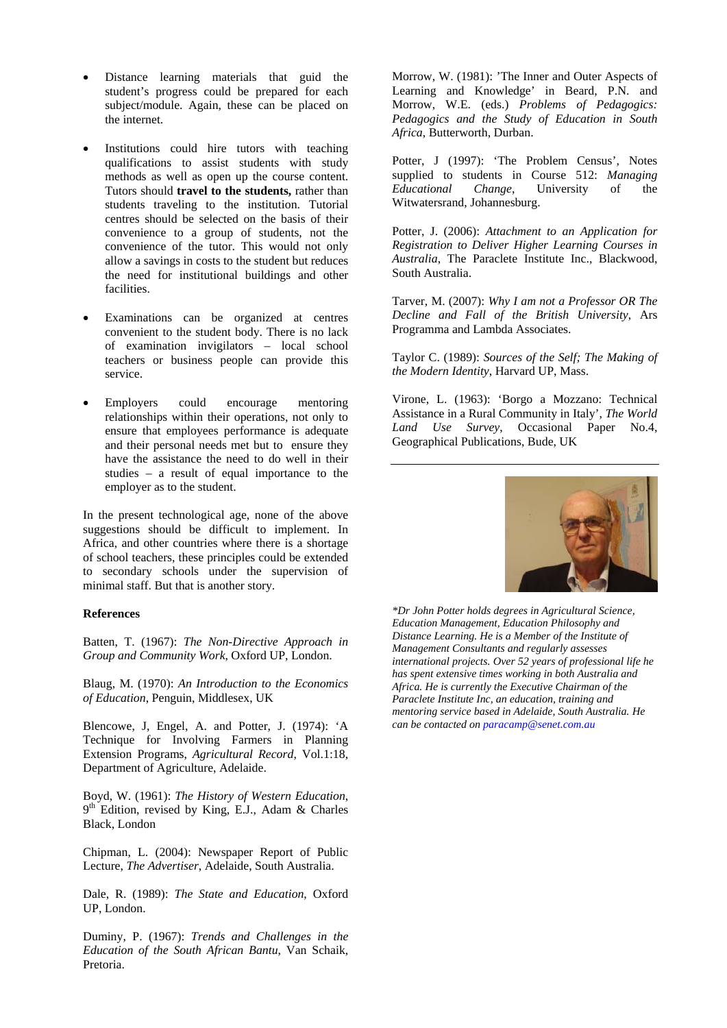- Distance learning materials that guid the student's progress could be prepared for each subject/module. Again, these can be placed on the internet.

- Institutions could hire tutors with teaching qualifications to assist students with study methods as well as open up the course content. Tutors should **travel to the students,** rather than students traveling to the institution. Tutorial centres should be selected on the basis of their convenience to a group of students, not the convenience of the tutor. This would not only allow a savings in costs to the student but reduces the need for institutional buildings and other facilities.

- Examinations can be organized at centres convenient to the student body. There is no lack of examination invigilators – local school teachers or business people can provide this service.

- Employers could encourage mentoring relationships within their operations, not only to ensure that employees performance is adequate and their personal needs met but to ensure they have the assistance the need to do well in their studies – a result of equal importance to the employer as to the student.

In the present technological age, none of the above suggestions should be difficult to implement. In Africa, and other countries where there is a shortage of school teachers, these principles could be extended to secondary schools under the supervision of minimal staff. But that is another story.

### References

Batten, T. (1967): *The Non-Directive Approach in Group and Community Work*, Oxford UP, London.

Blaug, M. (1970): *An Introduction to the Economics of Education*, Penguin, Middlesex, UK

Blencowe, J, Engel, A. and Potter, J. (1974): 'A Technique for Involving Farmers in Planning Extension Programs, *Agricultural Record*, Vol.1:18, Department of Agriculture, Adelaide.

Boyd, W. (1961): *The History of Western Education*, 9th Edition, revised by King, E.J., Adam & Charles Black, London

Chipman, L. (2004): Newspaper Report of Public Lecture, *The Advertiser*, Adelaide, South Australia.

Dale, R. (1989): *The State and Education*, Oxford UP, London.

Duminy, P. (1967): *Trends and Challenges in the Education of the South African Bantu*, Van Schaik, Pretoria.

Morrow, W. (1981): 'The Inner and Outer Aspects of Learning and Knowledge' in Beard, P.N. and Morrow, W.E. (eds.) *Problems of Pedagogics: Pedagogics and the Study of Education in South Africa*, Butterworth, Durban.

Potter, J (1997): 'The Problem Census', Notes supplied to students in Course 512: *Managing Educational Change*, University of the Witwatersrand, Johannesburg.

Potter, J. (2006): *Attachment to an Application for Registration to Deliver Higher Learning Courses in Australia*, The Paraclete Institute Inc., Blackwood, South Australia.

Tarver, M. (2007): *Why I am not a Professor OR The Decline and Fall of the British University*, Ars Programma and Lambda Associates.

Taylor C. (1989): *Sources of the Self; The Making of the Modern Identity*, Harvard UP, Mass.

Virone, L. (1963): 'Borgo a Mozzano: Technical Assistance in a Rural Community in Italy', *The World Land Use Survey*, Occasional Paper No.4, Geographical Publications, Bude, UK

---

*\*Dr John Potter holds degrees in Agricultural Science, Education Management, Education Philosophy and Distance Learning. He is a Member of the Institute of Management Consultants and regularly assesses international projects. Over 52 years of professional life he has spent extensive times working in both Australia and Africa. He is currently the Executive Chairman of the Paraclete Institute Inc, an education, training and mentoring service based in Adelaide, South Australia. He can be contacted on paracamp@senet.com.au*